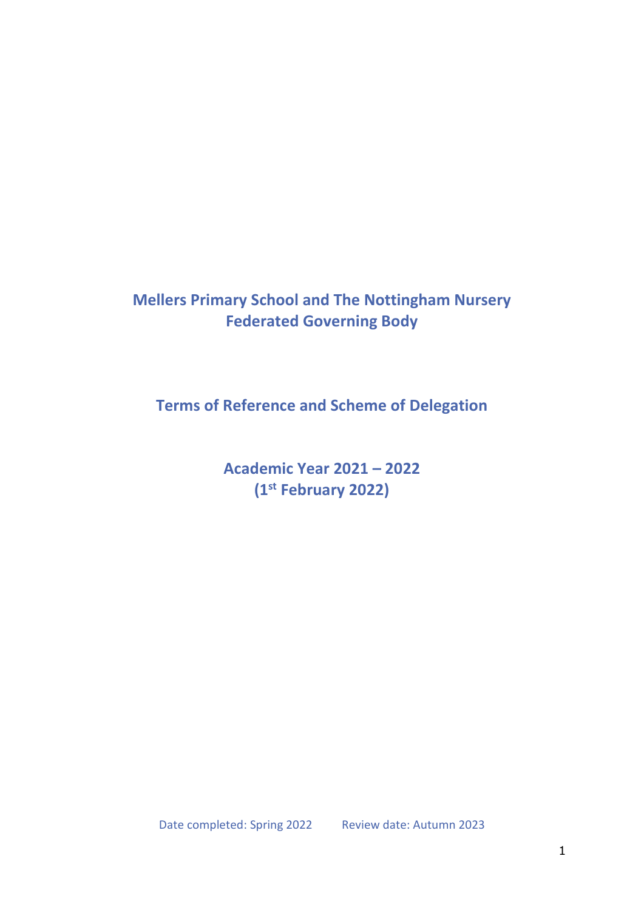# Mellers Primary School and The Nottingham Nursery Federated Governing Body

## Terms of Reference and Scheme of Delegation

## Academic Year 2021 – 2022 (1st February 2022)

Date completed: Spring 2022 Review date: Autumn 2023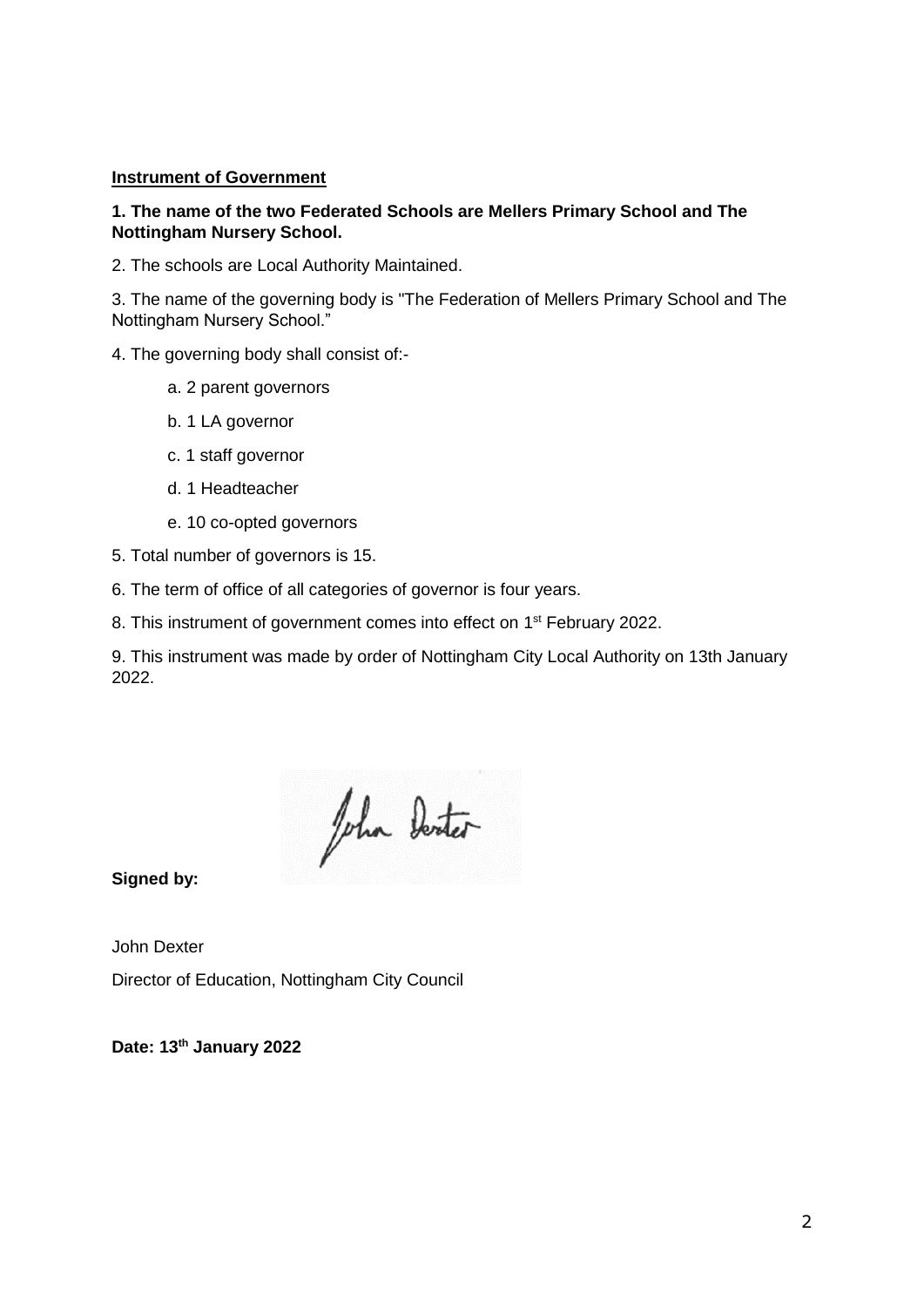**<u>Instrument of Government</u>**

**1. The name of the two Federated Schools are Mellers Primary School and The Nottingham Nursery School.**

2. The schools are Local Authority Maintained.

3. The name of the governing body is "The Federation of Mellers Primary School and The Nottingham Nursery School."

4. The governing body shall consist of:-

   a. 2 parent governors

   b. 1 LA governor

   c. 1 staff governor

   d. 1 Headteacher

   e. 10 co-opted governors

5. Total number of governors is 15.

6. The term of office of all categories of governor is four years.

8. This instrument of government comes into effect on 1st February 2022.

9. This instrument was made by order of Nottingham City Local Authority on 13th January 2022.

**Signed by:**

John Dexter

Director of Education, Nottingham City Council

**Date: 13th January 2022**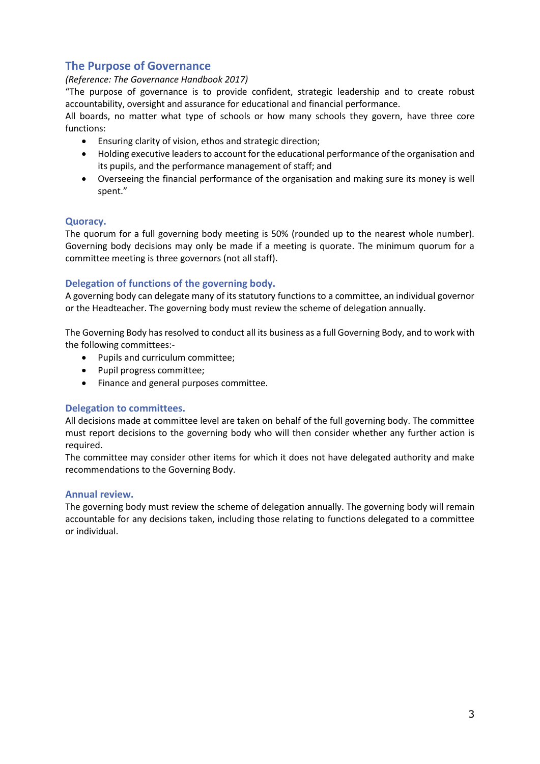## The Purpose of Governance

*(Reference: The Governance Handbook 2017)*

"The purpose of governance is to provide confident, strategic leadership and to create robust accountability, oversight and assurance for educational and financial performance.

All boards, no matter what type of schools or how many schools they govern, have three core functions:

- Ensuring clarity of vision, ethos and strategic direction;
- Holding executive leaders to account for the educational performance of the organisation and its pupils, and the performance management of staff; and
- Overseeing the financial performance of the organisation and making sure its money is well spent."

### Quoracy.

The quorum for a full governing body meeting is 50% (rounded up to the nearest whole number). Governing body decisions may only be made if a meeting is quorate. The minimum quorum for a committee meeting is three governors (not all staff).

### Delegation of functions of the governing body.

A governing body can delegate many of its statutory functions to a committee, an individual governor or the Headteacher. The governing body must review the scheme of delegation annually.

The Governing Body has resolved to conduct all its business as a full Governing Body, and to work with the following committees:-

- Pupils and curriculum committee;
- Pupil progress committee;
- Finance and general purposes committee.

### Delegation to committees.

All decisions made at committee level are taken on behalf of the full governing body. The committee must report decisions to the governing body who will then consider whether any further action is required.

The committee may consider other items for which it does not have delegated authority and make recommendations to the Governing Body.

### Annual review.

The governing body must review the scheme of delegation annually. The governing body will remain accountable for any decisions taken, including those relating to functions delegated to a committee or individual.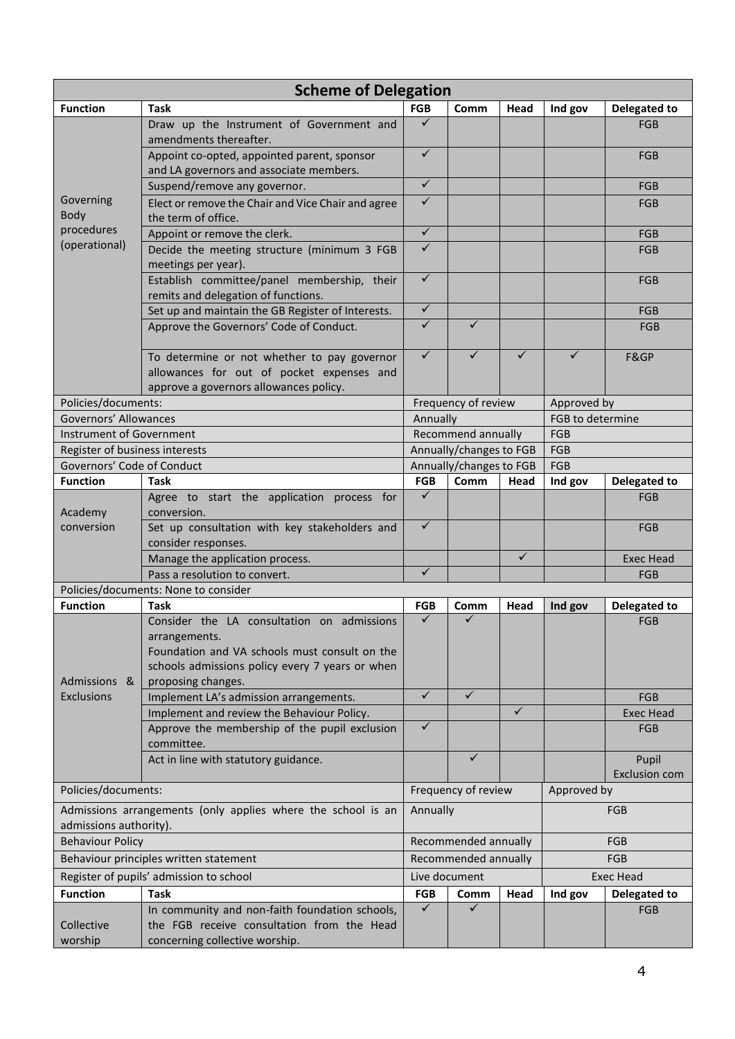| Scheme of Delegation | | | | | | |
|---|---|---|---|---|---|---|
| **Function** | **Task** | **FGB** | **Comm** | **Head** | **Ind gov** | **Delegated to** |
| Governing Body procedures (operational) | Draw up the Instrument of Government and amendments thereafter. | ✓ | | | | FGB |
| | Appoint co-opted, appointed parent, sponsor and LA governors and associate members. | ✓ | | | | FGB |
| | Suspend/remove any governor. | ✓ | | | | FGB |
| | Elect or remove the Chair and Vice Chair and agree the term of office. | ✓ | | | | FGB |
| | Appoint or remove the clerk. | ✓ | | | | FGB |
| | Decide the meeting structure (minimum 3 FGB meetings per year). | ✓ | | | | FGB |
| | Establish committee/panel membership, their remits and delegation of functions. | ✓ | | | | FGB |
| | Set up and maintain the GB Register of Interests. | ✓ | | | | FGB |
| | Approve the Governors' Code of Conduct. | ✓ | ✓ | | | FGB |
| | To determine or not whether to pay governor allowances for out of pocket expenses and approve a governors allowances policy. | ✓ | ✓ | ✓ | ✓ | F&GP |
| Policies/documents: | | Frequency of review | | | Approved by | |
| Governors' Allowances | | Annually | | | FGB to determine | |
| Instrument of Government | | Recommend annually | | | FGB | |
| Register of business interests | | Annually/changes to FGB | | | FGB | |
| Governors' Code of Conduct | | Annually/changes to FGB | | | FGB | |
| **Function** | **Task** | **FGB** | **Comm** | **Head** | **Ind gov** | **Delegated to** |
| Academy conversion | Agree to start the application process for conversion. | ✓ | | | | FGB |
| | Set up consultation with key stakeholders and consider responses. | ✓ | | | | FGB |
| | Manage the application process. | | | ✓ | | Exec Head |
| | Pass a resolution to convert. | ✓ | | | | FGB |
| Policies/documents: None to consider | | | | | | |
| **Function** | **Task** | **FGB** | **Comm** | **Head** | **Ind gov** | **Delegated to** |
| Admissions & Exclusions | Consider the LA consultation on admissions arrangements. Foundation and VA schools must consult on the schools admissions policy every 7 years or when proposing changes. | ✓ | ✓ | | | FGB |
| | Implement LA's admission arrangements. | ✓ | ✓ | | | FGB |
| | Implement and review the Behaviour Policy. | | | ✓ | | Exec Head |
| | Approve the membership of the pupil exclusion committee. | ✓ | | | | FGB |
| | Act in line with statutory guidance. | | ✓ | | | Pupil Exclusion com |
| Policies/documents: | | Frequency of review | | | Approved by | |
| Admissions arrangements (only applies where the school is an admissions authority). | | Annually | | | FGB | |
| Behaviour Policy | | Recommended annually | | | FGB | |
| Behaviour principles written statement | | Recommended annually | | | FGB | |
| Register of pupils' admission to school | | Live document | | | Exec Head | |
| **Function** | **Task** | **FGB** | **Comm** | **Head** | **Ind gov** | **Delegated to** |
| Collective worship | In community and non-faith foundation schools, the FGB receive consultation from the Head concerning collective worship. | ✓ | ✓ | | | FGB |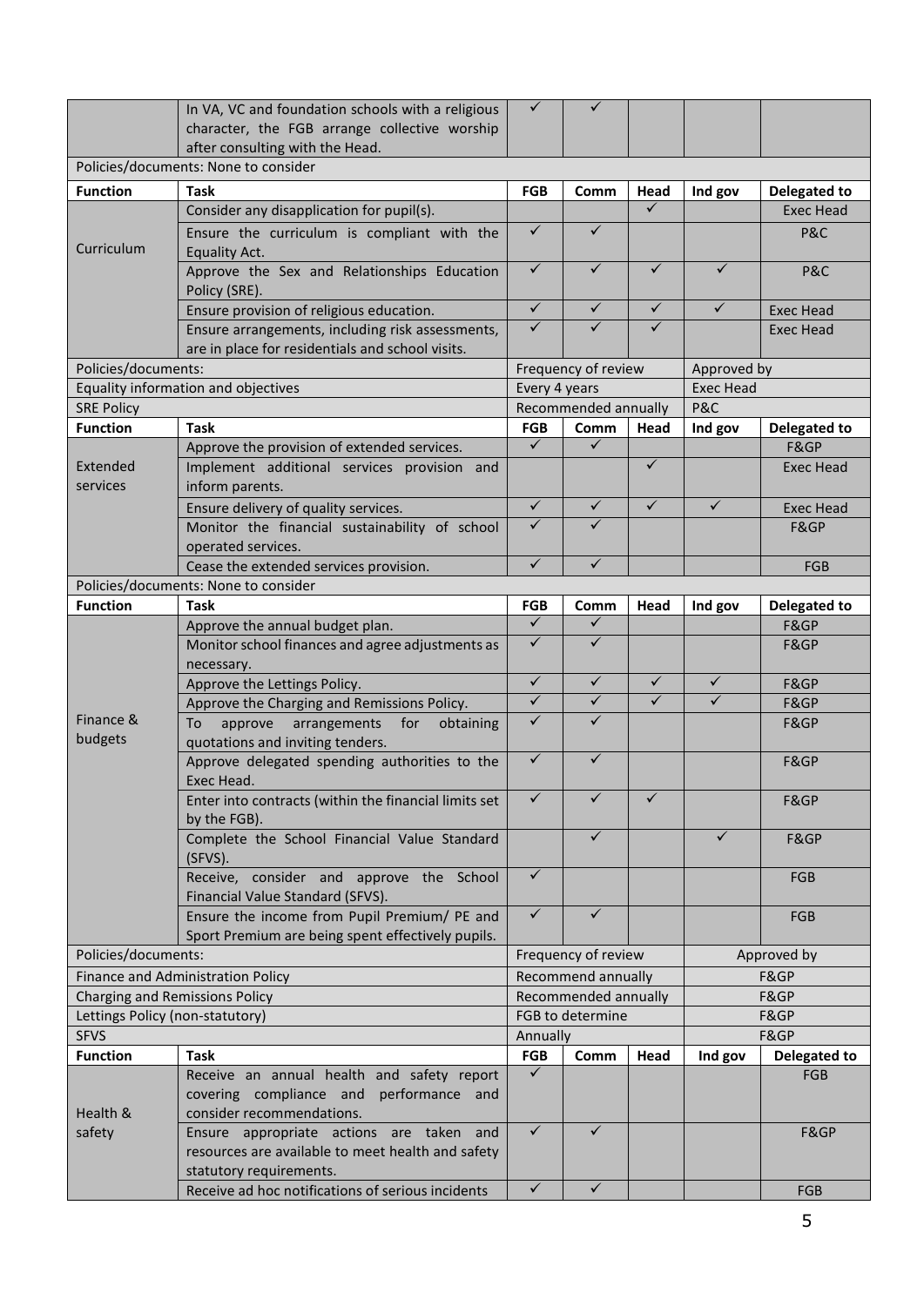| Function | Task | FGB | Comm | Head | Ind gov | Delegated to |
|---|---|---|---|---|---|---|
| | In VA, VC and foundation schools with a religious character, the FGB arrange collective worship after consulting with the Head. | ✓ | ✓ | | | |
| Policies/documents: None to consider | | | | | | |

| Function | Task | FGB | Comm | Head | Ind gov | Delegated to |
|---|---|---|---|---|---|---|
| Curriculum | Consider any disapplication for pupil(s). | | | ✓ | | Exec Head |
| | Ensure the curriculum is compliant with the Equality Act. | ✓ | ✓ | | | P&C |
| | Approve the Sex and Relationships Education Policy (SRE). | ✓ | ✓ | ✓ | ✓ | P&C |
| | Ensure provision of religious education. | ✓ | ✓ | ✓ | ✓ | Exec Head |
| | Ensure arrangements, including risk assessments, are in place for residentials and school visits. | ✓ | ✓ | ✓ | | Exec Head |

| Policies/documents: | Frequency of review | Approved by |
|---|---|---|
| Equality information and objectives | Every 4 years | Exec Head |
| SRE Policy | Recommended annually | P&C |

| Function | Task | FGB | Comm | Head | Ind gov | Delegated to |
|---|---|---|---|---|---|---|
| Extended services | Approve the provision of extended services. | ✓ | ✓ | | | F&GP |
| | Implement additional services provision and inform parents. | | | ✓ | | Exec Head |
| | Ensure delivery of quality services. | ✓ | ✓ | ✓ | ✓ | Exec Head |
| | Monitor the financial sustainability of school operated services. | ✓ | ✓ | | | F&GP |
| | Cease the extended services provision. | ✓ | ✓ | | | FGB |
| Policies/documents: None to consider | | | | | | |

| Function | Task | FGB | Comm | Head | Ind gov | Delegated to |
|---|---|---|---|---|---|---|
| Finance & budgets | Approve the annual budget plan. | ✓ | ✓ | | | F&GP |
| | Monitor school finances and agree adjustments as necessary. | ✓ | ✓ | | | F&GP |
| | Approve the Lettings Policy. | ✓ | ✓ | ✓ | ✓ | F&GP |
| | Approve the Charging and Remissions Policy. | ✓ | ✓ | ✓ | ✓ | F&GP |
| | To approve arrangements for obtaining quotations and inviting tenders. | ✓ | ✓ | | | F&GP |
| | Approve delegated spending authorities to the Exec Head. | ✓ | ✓ | | | F&GP |
| | Enter into contracts (within the financial limits set by the FGB). | ✓ | ✓ | ✓ | | F&GP |
| | Complete the School Financial Value Standard (SFVS). | | ✓ | | ✓ | F&GP |
| | Receive, consider and approve the School Financial Value Standard (SFVS). | ✓ | | | | FGB |
| | Ensure the income from Pupil Premium/ PE and Sport Premium are being spent effectively pupils. | ✓ | ✓ | | | FGB |

| Policies/documents: | Frequency of review | Approved by |
|---|---|---|
| Finance and Administration Policy | Recommend annually | F&GP |
| Charging and Remissions Policy | Recommended annually | F&GP |
| Lettings Policy (non-statutory) | FGB to determine | F&GP |
| SFVS | Annually | F&GP |

| Function | Task | FGB | Comm | Head | Ind gov | Delegated to |
|---|---|---|---|---|---|---|
| Health & safety | Receive an annual health and safety report covering compliance and performance and consider recommendations. | ✓ | | | | FGB |
| | Ensure appropriate actions are taken and resources are available to meet health and safety statutory requirements. | ✓ | ✓ | | | F&GP |
| | Receive ad hoc notifications of serious incidents | ✓ | ✓ | | | FGB |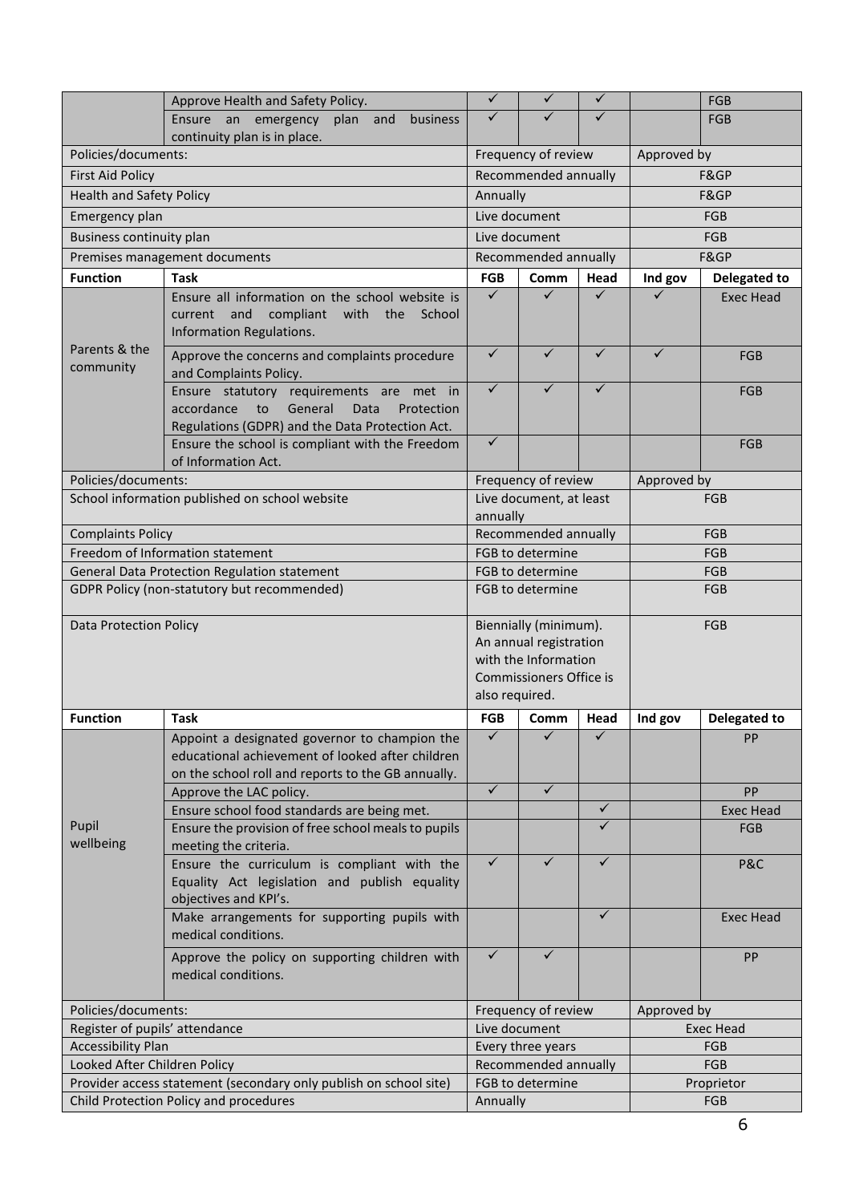| Function | Task | FGB | Comm | Head | Ind gov | Delegated to |
|---|---|---|---|---|---|---|
| | Approve Health and Safety Policy. | ✓ | ✓ | ✓ | | FGB |
| | Ensure an emergency plan and business continuity plan is in place. | ✓ | ✓ | ✓ | | FGB |

| Policies/documents: | Frequency of review | Approved by |
|---|---|---|
| First Aid Policy | Recommended annually | F&GP |
| Health and Safety Policy | Annually | F&GP |
| Emergency plan | Live document | FGB |
| Business continuity plan | Live document | FGB |
| Premises management documents | Recommended annually | F&GP |

| Function | Task | FGB | Comm | Head | Ind gov | Delegated to |
|---|---|---|---|---|---|---|
| Parents & the community | Ensure all information on the school website is current and compliant with the School Information Regulations. | ✓ | ✓ | ✓ | ✓ | Exec Head |
| | Approve the concerns and complaints procedure and Complaints Policy. | ✓ | ✓ | ✓ | ✓ | FGB |
| | Ensure statutory requirements are met in accordance to General Data Protection Regulations (GDPR) and the Data Protection Act. | ✓ | ✓ | ✓ | | FGB |
| | Ensure the school is compliant with the Freedom of Information Act. | ✓ | | | | FGB |

| Policies/documents: | Frequency of review | Approved by |
|---|---|---|
| School information published on school website | Live document, at least annually | FGB |
| Complaints Policy | Recommended annually | FGB |
| Freedom of Information statement | FGB to determine | FGB |
| General Data Protection Regulation statement | FGB to determine | FGB |
| GDPR Policy (non-statutory but recommended) | FGB to determine | FGB |
| Data Protection Policy | Biennially (minimum). An annual registration with the Information Commissioners Office is also required. | FGB |

| Function | Task | FGB | Comm | Head | Ind gov | Delegated to |
|---|---|---|---|---|---|---|
| Pupil wellbeing | Appoint a designated governor to champion the educational achievement of looked after children on the school roll and reports to the GB annually. | ✓ | ✓ | ✓ | | PP |
| | Approve the LAC policy. | ✓ | ✓ | | | PP |
| | Ensure school food standards are being met. | | | ✓ | | Exec Head |
| | Ensure the provision of free school meals to pupils meeting the criteria. | | | ✓ | | FGB |
| | Ensure the curriculum is compliant with the Equality Act legislation and publish equality objectives and KPI's. | ✓ | ✓ | ✓ | | P&C |
| | Make arrangements for supporting pupils with medical conditions. | | | ✓ | | Exec Head |
| | Approve the policy on supporting children with medical conditions. | ✓ | ✓ | | | PP |

| Policies/documents: | Frequency of review | Approved by |
|---|---|---|
| Register of pupils' attendance | Live document | Exec Head |
| Accessibility Plan | Every three years | FGB |
| Looked After Children Policy | Recommended annually | FGB |
| Provider access statement (secondary only publish on school site) | FGB to determine | Proprietor |
| Child Protection Policy and procedures | Annually | FGB |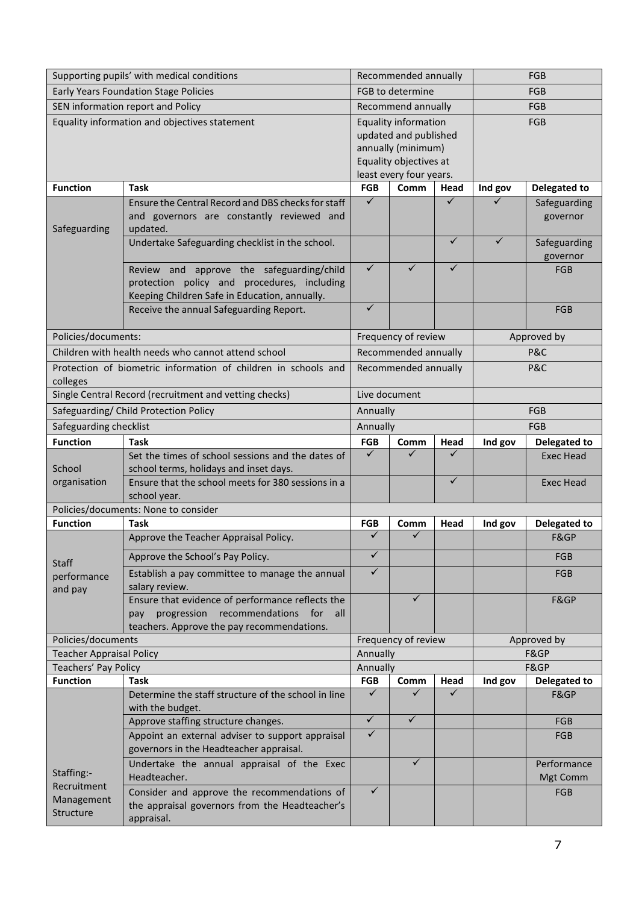| Function | Task | FGB | Comm | Head | Ind gov | Delegated to |
|---|---|---|---|---|---|---|
| Supporting pupils' with medical conditions | | Recommended annually | | | FGB | |
| Early Years Foundation Stage Policies | | FGB to determine | | | FGB | |
| SEN information report and Policy | | Recommend annually | | | FGB | |
| Equality information and objectives statement | | Equality information updated and published annually (minimum) Equality objectives at least every four years. | | | FGB | |
| **Function** | **Task** | **FGB** | **Comm** | **Head** | **Ind gov** | **Delegated to** |
| Safeguarding | Ensure the Central Record and DBS checks for staff and governors are constantly reviewed and updated. | ✓ | | ✓ | ✓ | Safeguarding governor |
| | Undertake Safeguarding checklist in the school. | | | ✓ | ✓ | Safeguarding governor |
| | Review and approve the safeguarding/child protection policy and procedures, including Keeping Children Safe in Education, annually. | ✓ | ✓ | ✓ | | FGB |
| | Receive the annual Safeguarding Report. | ✓ | | | | FGB |
| Policies/documents: | | Frequency of review | | | Approved by | |
| Children with health needs who cannot attend school | | Recommended annually | | | P&C | |
| Protection of biometric information of children in schools and colleges | | Recommended annually | | | P&C | |
| Single Central Record (recruitment and vetting checks) | | Live document | | | | |
| Safeguarding/ Child Protection Policy | | Annually | | | FGB | |
| Safeguarding checklist | | Annually | | | FGB | |
| **Function** | **Task** | **FGB** | **Comm** | **Head** | **Ind gov** | **Delegated to** |
| School organisation | Set the times of school sessions and the dates of school terms, holidays and inset days. | ✓ | ✓ | ✓ | | Exec Head |
| | Ensure that the school meets for 380 sessions in a school year. | | | ✓ | | Exec Head |
| Policies/documents: None to consider | | | | | | |
| **Function** | **Task** | **FGB** | **Comm** | **Head** | **Ind gov** | **Delegated to** |
| Staff performance and pay | Approve the Teacher Appraisal Policy. | ✓ | ✓ | | | F&GP |
| | Approve the School's Pay Policy. | ✓ | | | | FGB |
| | Establish a pay committee to manage the annual salary review. | ✓ | | | | FGB |
| | Ensure that evidence of performance reflects the pay progression recommendations for all teachers. Approve the pay recommendations. | | ✓ | | | F&GP |
| Policies/documents | | Frequency of review | | | Approved by | |
| Teacher Appraisal Policy | | Annually | | | F&GP | |
| Teachers' Pay Policy | | Annually | | | F&GP | |
| **Function** | **Task** | **FGB** | **Comm** | **Head** | **Ind gov** | **Delegated to** |
| Staffing:- Recruitment Management Structure | Determine the staff structure of the school in line with the budget. | ✓ | ✓ | ✓ | | F&GP |
| | Approve staffing structure changes. | ✓ | ✓ | | | FGB |
| | Appoint an external adviser to support appraisal governors in the Headteacher appraisal. | ✓ | | | | FGB |
| | Undertake the annual appraisal of the Exec Headteacher. | | ✓ | | | Performance Mgt Comm |
| | Consider and approve the recommendations of the appraisal governors from the Headteacher's appraisal. | ✓ | | | | FGB |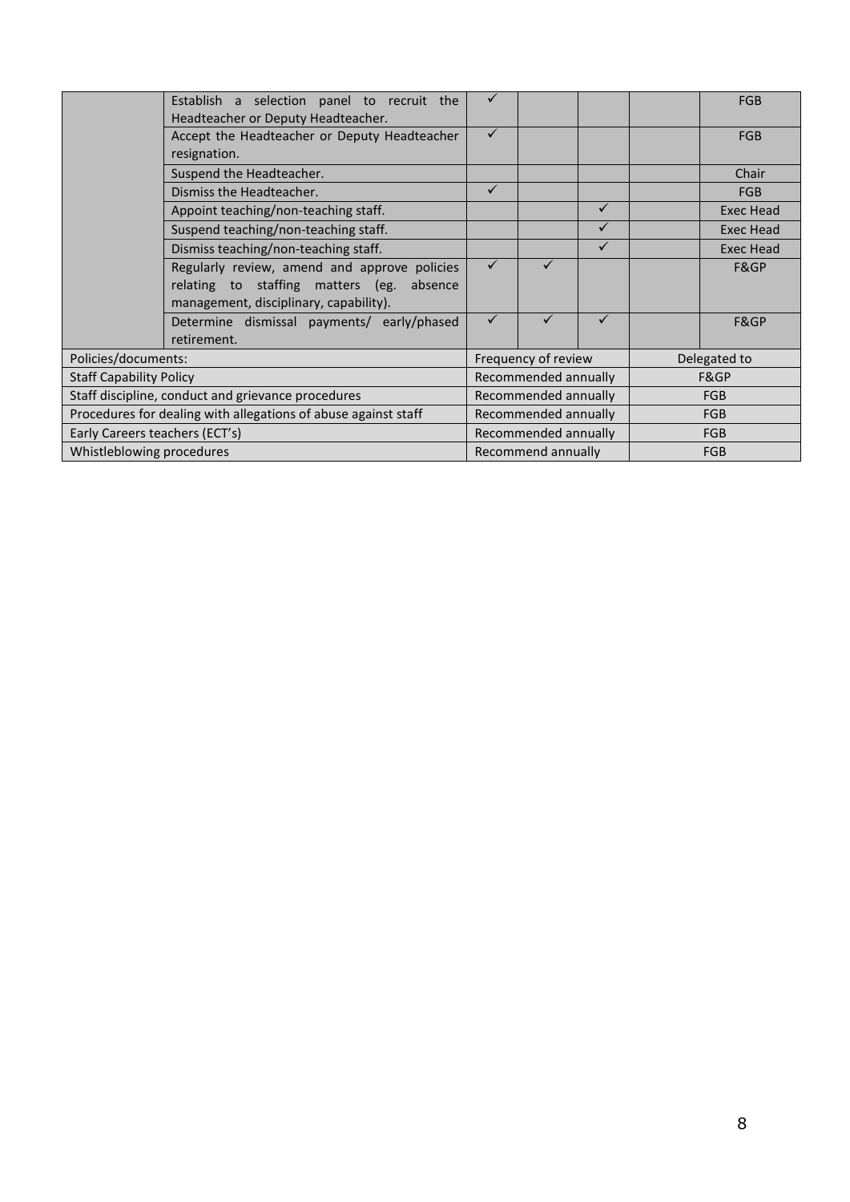| | | | | | | |
|---|---|---|---|---|---|---|
| | Establish a selection panel to recruit the Headteacher or Deputy Headteacher. | ✓ | | | | FGB |
| | Accept the Headteacher or Deputy Headteacher resignation. | ✓ | | | | FGB |
| | Suspend the Headteacher. | | | | | Chair |
| | Dismiss the Headteacher. | ✓ | | | | FGB |
| | Appoint teaching/non-teaching staff. | | | ✓ | | Exec Head |
| | Suspend teaching/non-teaching staff. | | | ✓ | | Exec Head |
| | Dismiss teaching/non-teaching staff. | | | ✓ | | Exec Head |
| | Regularly review, amend and approve policies relating to staffing matters (eg. absence management, disciplinary, capability). | ✓ | ✓ | | | F&GP |
| | Determine dismissal payments/ early/phased retirement. | ✓ | ✓ | ✓ | | F&GP |

| Policies/documents: | Frequency of review | Delegated to |
|---|---|---|
| Staff Capability Policy | Recommended annually | F&GP |
| Staff discipline, conduct and grievance procedures | Recommended annually | FGB |
| Procedures for dealing with allegations of abuse against staff | Recommended annually | FGB |
| Early Careers teachers (ECT's) | Recommended annually | FGB |
| Whistleblowing procedures | Recommend annually | FGB |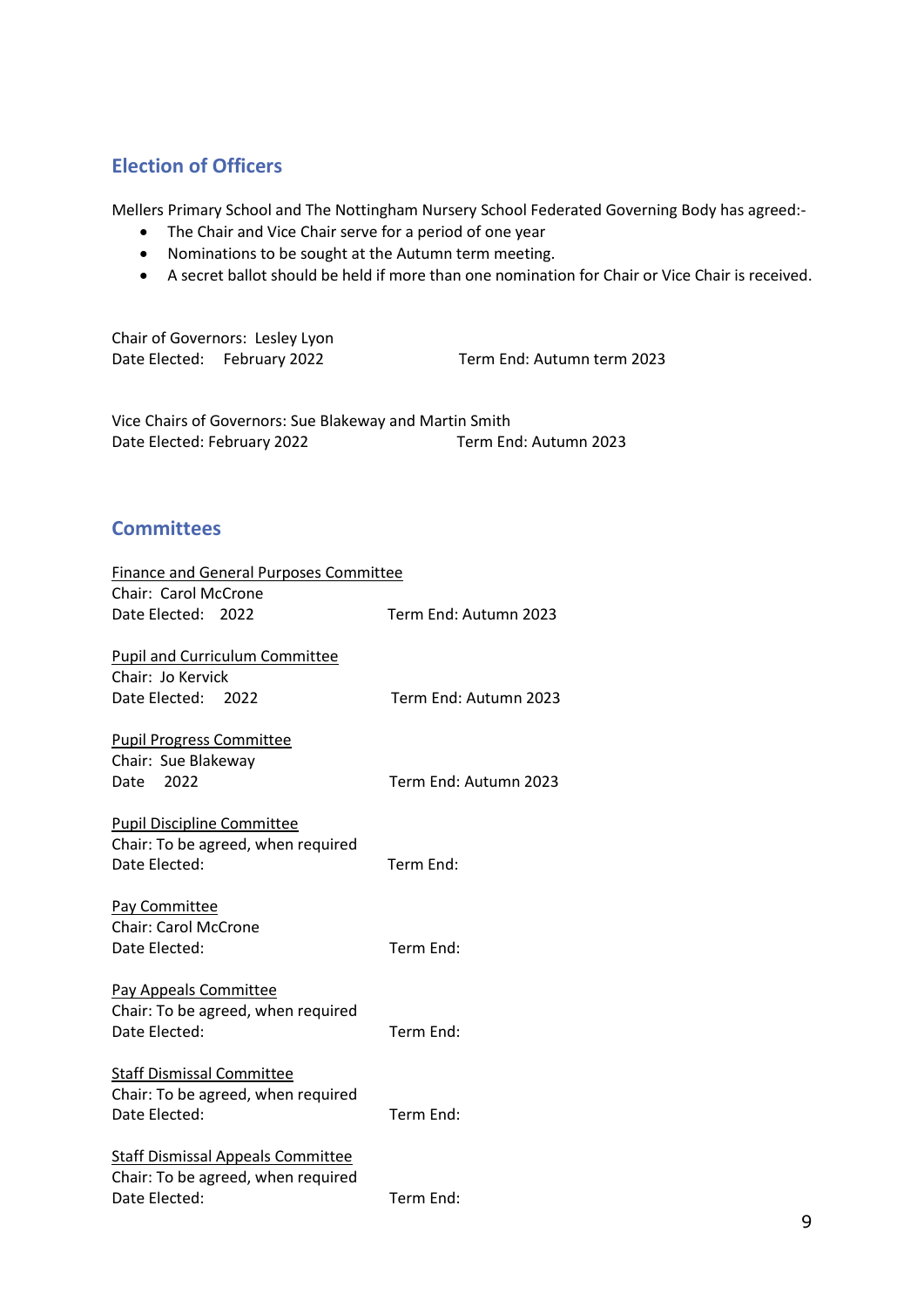## Election of Officers

Mellers Primary School and The Nottingham Nursery School Federated Governing Body has agreed:-

- The Chair and Vice Chair serve for a period of one year
- Nominations to be sought at the Autumn term meeting.
- A secret ballot should be held if more than one nomination for Chair or Vice Chair is received.

Chair of Governors: Lesley Lyon
Date Elected: February 2022 Term End: Autumn term 2023

Vice Chairs of Governors: Sue Blakeway and Martin Smith
Date Elected: February 2022 Term End: Autumn 2023

## Committees

<u>Finance and General Purposes Committee</u>
Chair: Carol McCrone
Date Elected: 2022 Term End: Autumn 2023

<u>Pupil and Curriculum Committee</u>
Chair: Jo Kervick
Date Elected: 2022 Term End: Autumn 2023

<u>Pupil Progress Committee</u>
Chair: Sue Blakeway
Date 2022 Term End: Autumn 2023

<u>Pupil Discipline Committee</u>
Chair: To be agreed, when required
Date Elected: Term End:

<u>Pay Committee</u>
Chair: Carol McCrone
Date Elected: Term End:

<u>Pay Appeals Committee</u>
Chair: To be agreed, when required
Date Elected: Term End:

<u>Staff Dismissal Committee</u>
Chair: To be agreed, when required
Date Elected: Term End:

<u>Staff Dismissal Appeals Committee</u>
Chair: To be agreed, when required
Date Elected: Term End: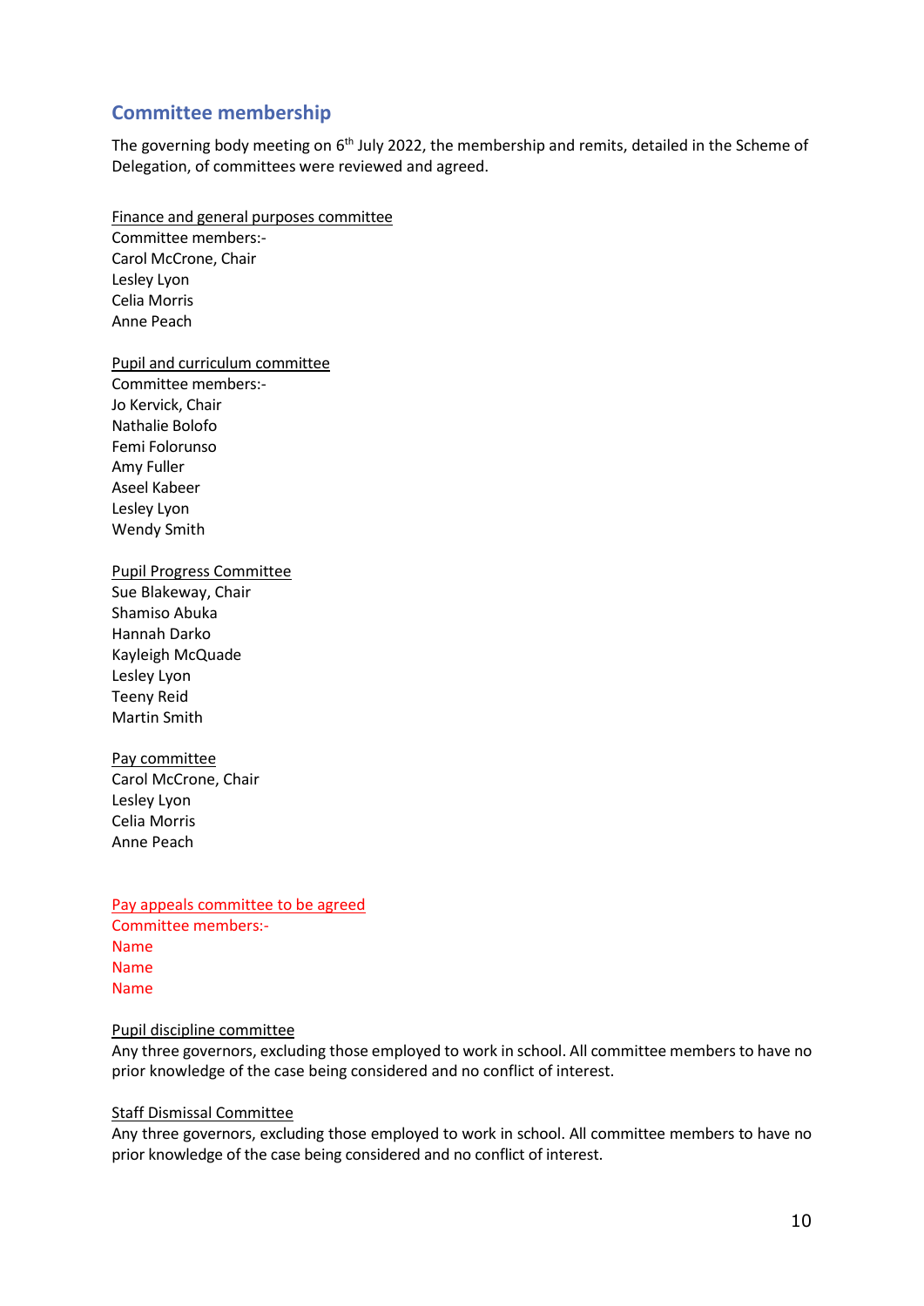## Committee membership

The governing body meeting on 6th July 2022, the membership and remits, detailed in the Scheme of Delegation, of committees were reviewed and agreed.

Finance and general purposes committee
Committee members:-
Carol McCrone, Chair
Lesley Lyon
Celia Morris
Anne Peach

Pupil and curriculum committee
Committee members:-
Jo Kervick, Chair
Nathalie Bolofo
Femi Folorunso
Amy Fuller
Aseel Kabeer
Lesley Lyon
Wendy Smith

Pupil Progress Committee
Sue Blakeway, Chair
Shamiso Abuka
Hannah Darko
Kayleigh McQuade
Lesley Lyon
Teeny Reid
Martin Smith

Pay committee
Carol McCrone, Chair
Lesley Lyon
Celia Morris
Anne Peach

Pay appeals committee to be agreed
Committee members:-
Name
Name
Name

Pupil discipline committee
Any three governors, excluding those employed to work in school. All committee members to have no prior knowledge of the case being considered and no conflict of interest.

Staff Dismissal Committee
Any three governors, excluding those employed to work in school. All committee members to have no prior knowledge of the case being considered and no conflict of interest.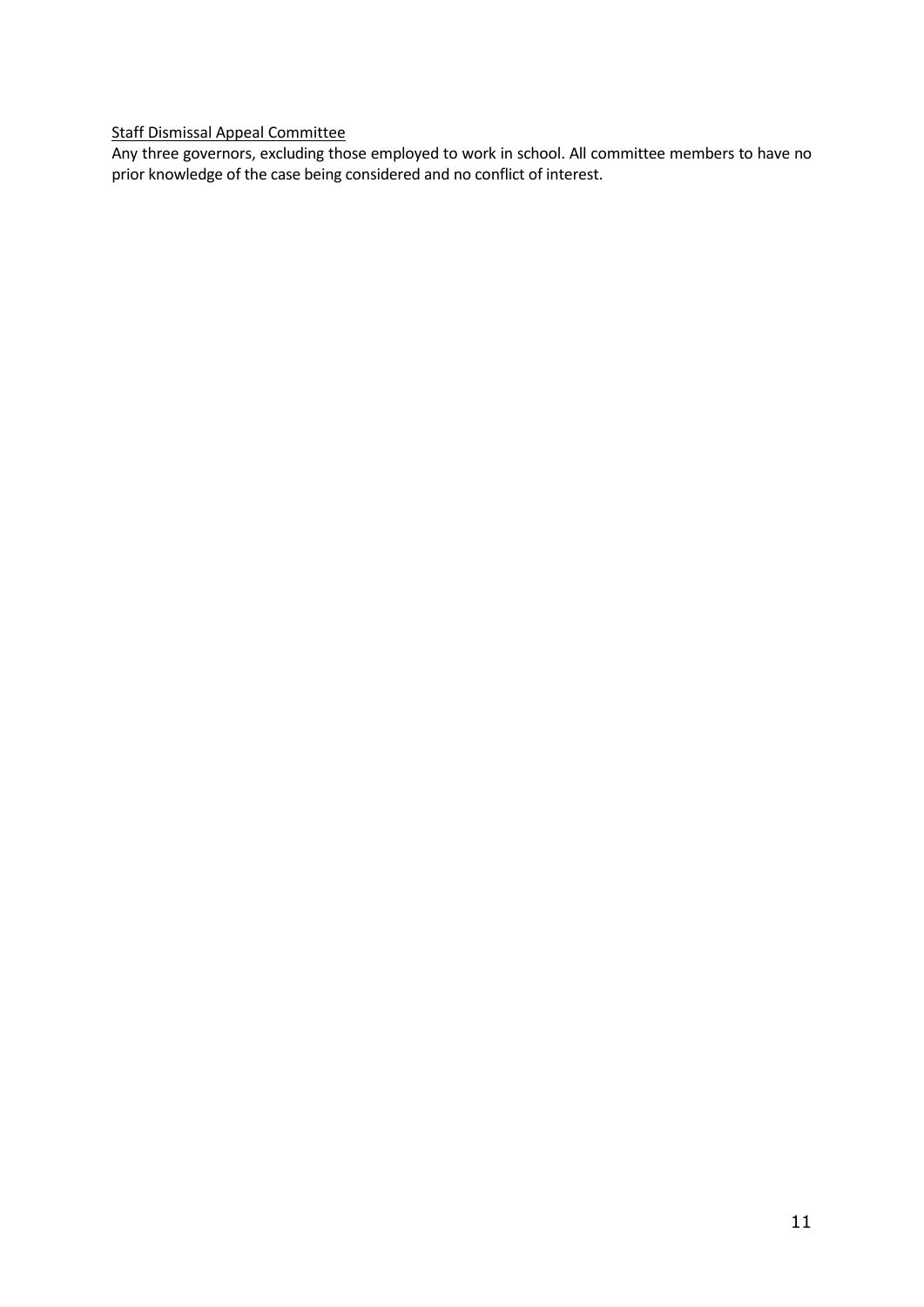Staff Dismissal Appeal Committee

Any three governors, excluding those employed to work in school. All committee members to have no prior knowledge of the case being considered and no conflict of interest.